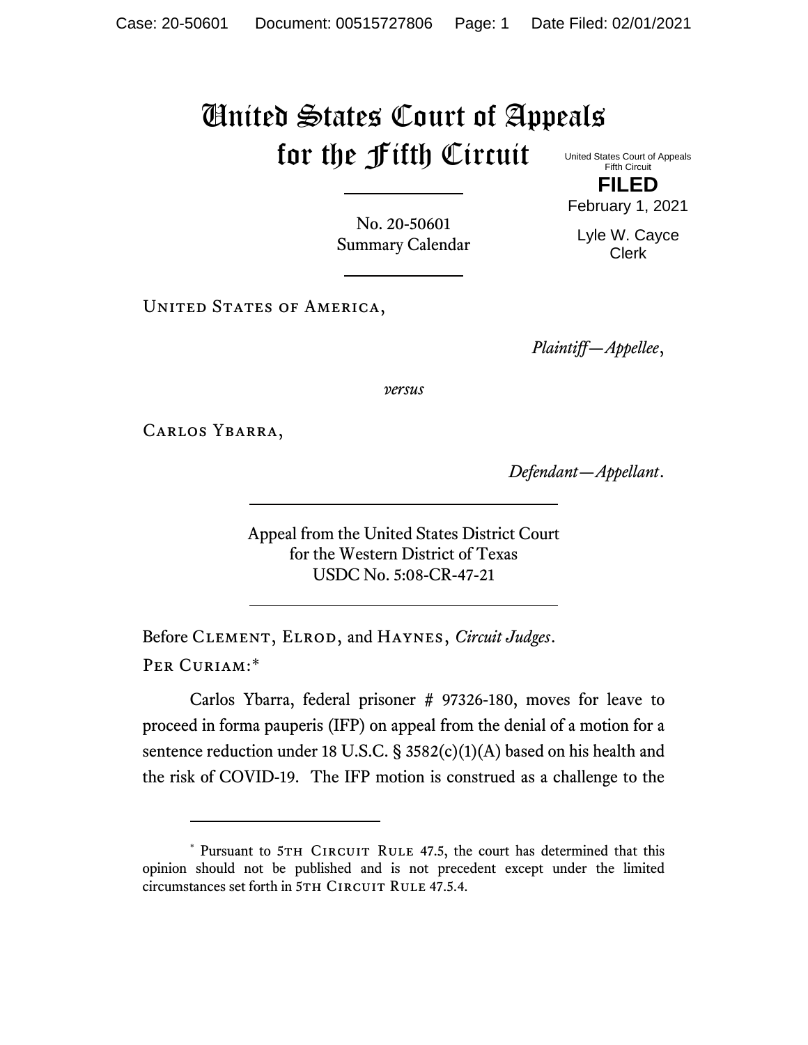# United States Court of Appeals for the Fifth Circuit

United States Court of Appeals
Fifth Circuit

**FILED**

February 1, 2021

Lyle W. Cayce
Clerk

No. 20-50601
Summary Calendar

United States of America,

*Plaintiff—Appellee*,

*versus*

Carlos Ybarra,

*Defendant—Appellant*.

Appeal from the United States District Court
for the Western District of Texas
USDC No. 5:08-CR-47-21

Before Clement, Elrod, and Haynes, *Circuit Judges*.

Per Curiam:*

Carlos Ybarra, federal prisoner # 97326-180, moves for leave to proceed in forma pauperis (IFP) on appeal from the denial of a motion for a sentence reduction under 18 U.S.C. § 3582(c)(1)(A) based on his health and the risk of COVID-19. The IFP motion is construed as a challenge to the

---

* Pursuant to 5th Circuit Rule 47.5, the court has determined that this opinion should not be published and is not precedent except under the limited circumstances set forth in 5th Circuit Rule 47.5.4.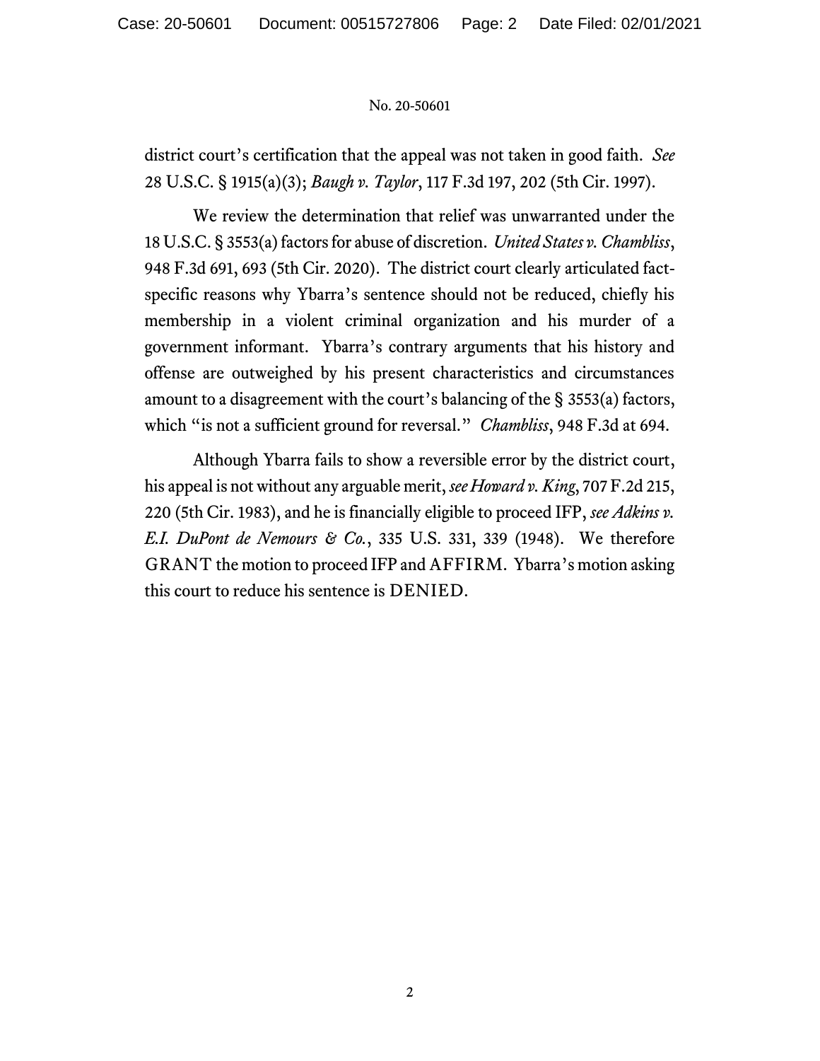district court's certification that the appeal was not taken in good faith. *See* 28 U.S.C. § 1915(a)(3); *Baugh v. Taylor*, 117 F.3d 197, 202 (5th Cir. 1997).

We review the determination that relief was unwarranted under the 18 U.S.C. § 3553(a) factors for abuse of discretion. *United States v. Chambliss*, 948 F.3d 691, 693 (5th Cir. 2020). The district court clearly articulated fact-specific reasons why Ybarra's sentence should not be reduced, chiefly his membership in a violent criminal organization and his murder of a government informant. Ybarra's contrary arguments that his history and offense are outweighed by his present characteristics and circumstances amount to a disagreement with the court's balancing of the § 3553(a) factors, which "is not a sufficient ground for reversal." *Chambliss*, 948 F.3d at 694.

Although Ybarra fails to show a reversible error by the district court, his appeal is not without any arguable merit, *see Howard v. King*, 707 F.2d 215, 220 (5th Cir. 1983), and he is financially eligible to proceed IFP, *see Adkins v. E.I. DuPont de Nemours & Co.*, 335 U.S. 331, 339 (1948). We therefore GRANT the motion to proceed IFP and AFFIRM. Ybarra's motion asking this court to reduce his sentence is DENIED.